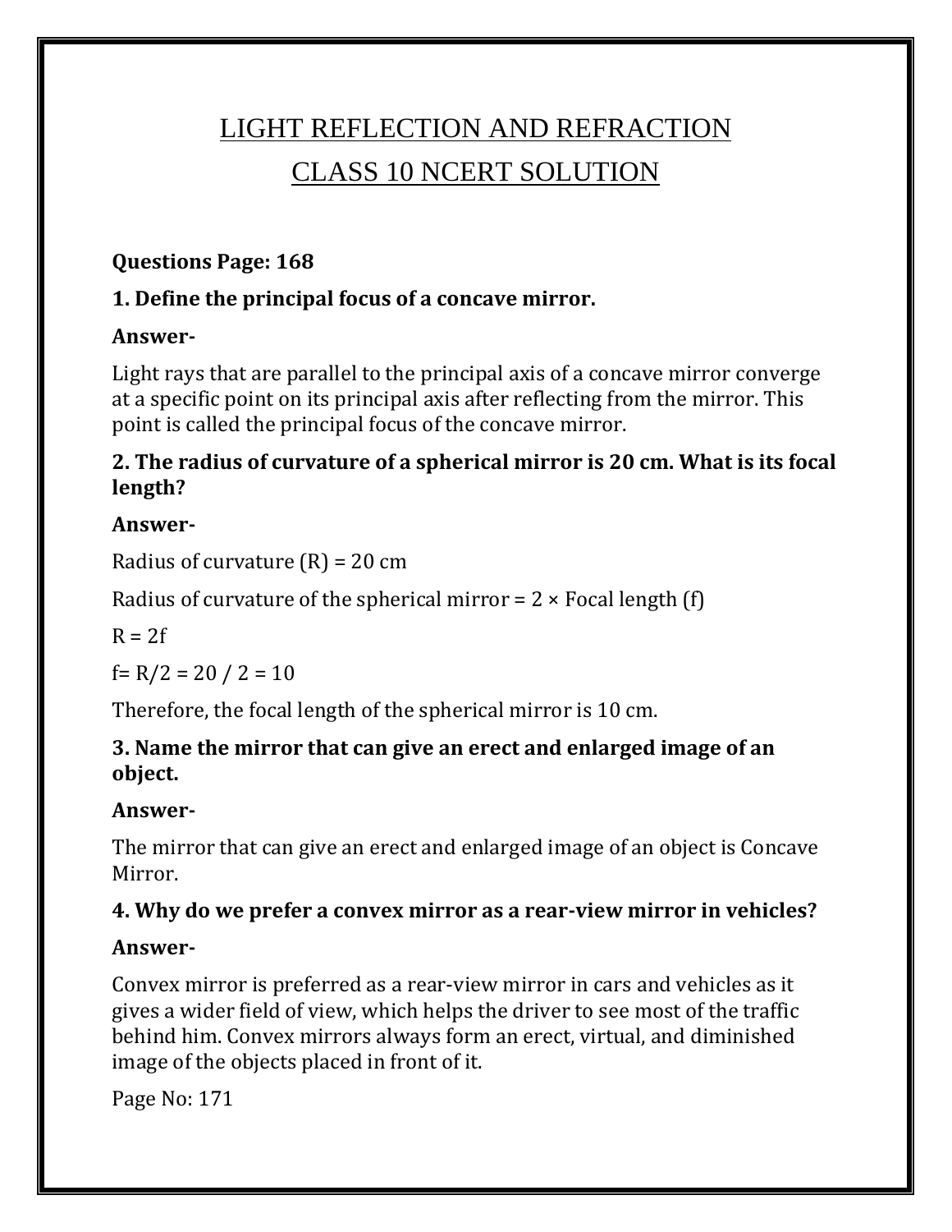# LIGHT REFLECTION AND REFRACTION

# CLASS 10 NCERT SOLUTION

**Questions Page: 168**

**1. Define the principal focus of a concave mirror.**

**Answer-**

Light rays that are parallel to the principal axis of a concave mirror converge at a specific point on its principal axis after reflecting from the mirror. This point is called the principal focus of the concave mirror.

**2. The radius of curvature of a spherical mirror is 20 cm. What is its focal length?**

**Answer-**

Radius of curvature (R) = 20 cm

Radius of curvature of the spherical mirror = 2 × Focal length (f)

$R = 2f$

$f = R/2 = 20 / 2 = 10$

Therefore, the focal length of the spherical mirror is 10 cm.

**3. Name the mirror that can give an erect and enlarged image of an object.**

**Answer-**

The mirror that can give an erect and enlarged image of an object is Concave Mirror.

**4. Why do we prefer a convex mirror as a rear-view mirror in vehicles?**

**Answer-**

Convex mirror is preferred as a rear-view mirror in cars and vehicles as it gives a wider field of view, which helps the driver to see most of the traffic behind him. Convex mirrors always form an erect, virtual, and diminished image of the objects placed in front of it.

Page No: 171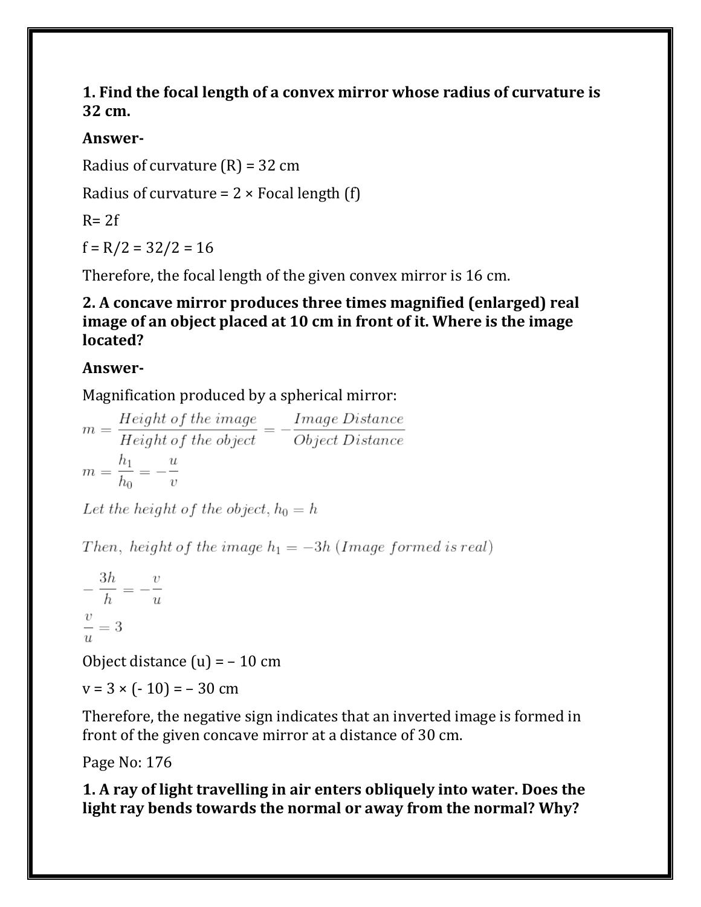**1. Find the focal length of a convex mirror whose radius of curvature is 32 cm.**

**Answer-**

Radius of curvature (R) = 32 cm

Radius of curvature = 2 × Focal length (f)

R= 2f

f = R/2 = 32/2 = 16

Therefore, the focal length of the given convex mirror is 16 cm.

**2. A concave mirror produces three times magnified (enlarged) real image of an object placed at 10 cm in front of it. Where is the image located?**

**Answer-**

Magnification produced by a spherical mirror:

$$m = \frac{Height\ of\ the\ image}{Height\ of\ the\ object} = -\frac{Image\ Distance}{Object\ Distance}$$

$$m = \frac{h_1}{h_0} = -\frac{u}{v}$$

$$Let\ the\ height\ of\ the\ object,\ h_0 = h$$

$$Then,\ height\ of\ the\ image\ h_1 = -3h\ (Image\ formed\ is\ real)$$

$$-\frac{3h}{h} = -\frac{v}{u}$$

$$\frac{v}{u} = 3$$

Object distance (u) = – 10 cm

v = 3 × (- 10) = – 30 cm

Therefore, the negative sign indicates that an inverted image is formed in front of the given concave mirror at a distance of 30 cm.

Page No: 176

**1. A ray of light travelling in air enters obliquely into water. Does the light ray bends towards the normal or away from the normal? Why?**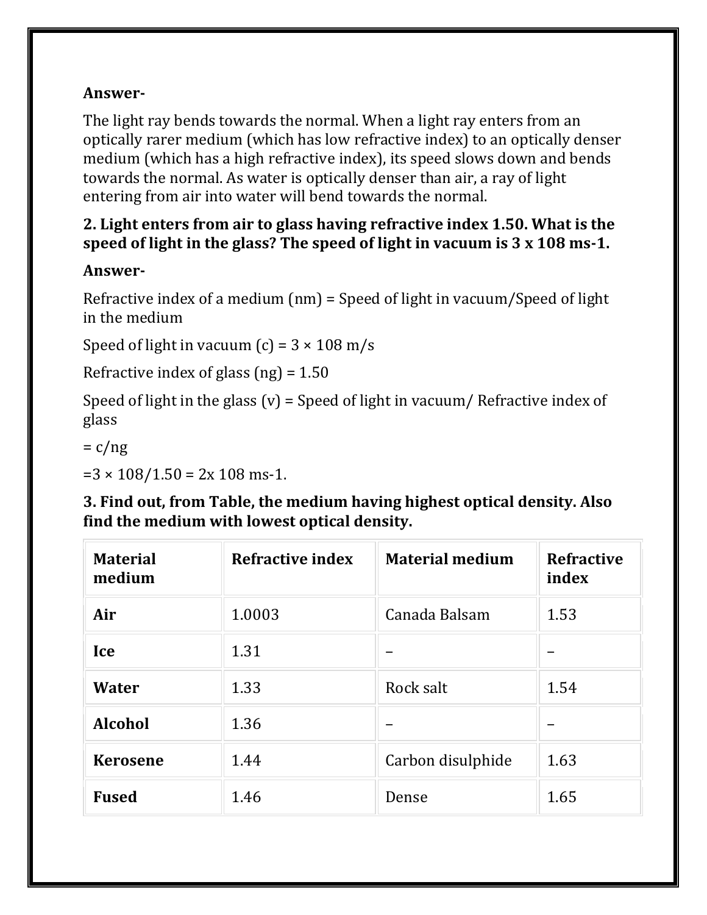**Answer-**

The light ray bends towards the normal. When a light ray enters from an optically rarer medium (which has low refractive index) to an optically denser medium (which has a high refractive index), its speed slows down and bends towards the normal. As water is optically denser than air, a ray of light entering from air into water will bend towards the normal.

**2. Light enters from air to glass having refractive index 1.50. What is the speed of light in the glass? The speed of light in vacuum is 3 x 108 ms-1.**

**Answer-**

Refractive index of a medium (nm) = Speed of light in vacuum/Speed of light in the medium

Speed of light in vacuum (c) = 3 × 108 m/s

Refractive index of glass (ng) = 1.50

Speed of light in the glass (v) = Speed of light in vacuum/ Refractive index of glass

= c/ng

=3 × 108/1.50 = 2x 108 ms-1.

**3. Find out, from Table, the medium having highest optical density. Also find the medium with lowest optical density.**

| Material medium | Refractive index | Material medium | Refractive index |
|---|---|---|---|
| **Air** | 1.0003 | Canada Balsam | 1.53 |
| **Ice** | 1.31 | – | – |
| **Water** | 1.33 | Rock salt | 1.54 |
| **Alcohol** | 1.36 | – | – |
| **Kerosene** | 1.44 | Carbon disulphide | 1.63 |
| **Fused** | 1.46 | Dense | 1.65 |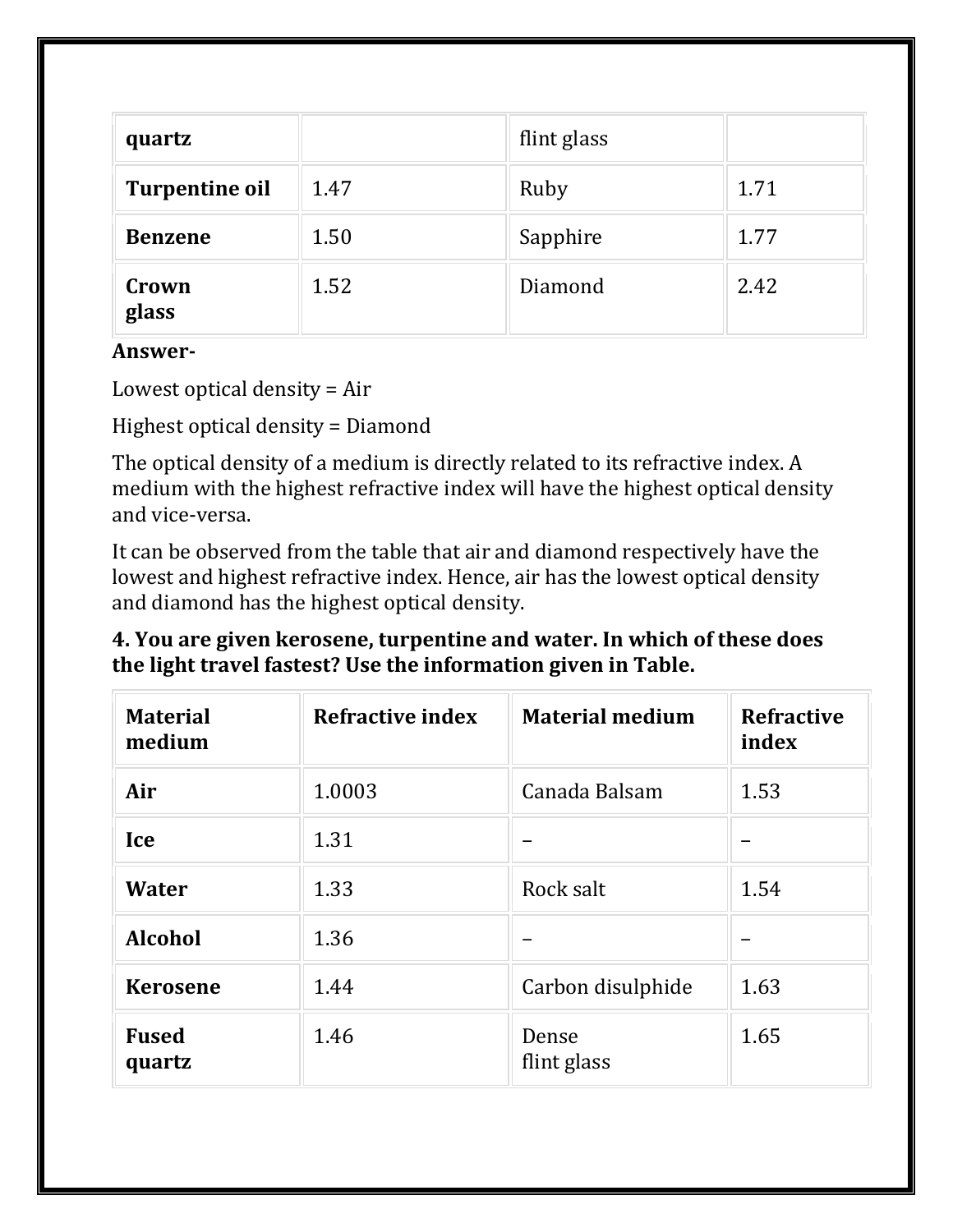| quartz | | flint glass | |
|---|---|---|---|
| **Turpentine oil** | 1.47 | Ruby | 1.71 |
| **Benzene** | 1.50 | Sapphire | 1.77 |
| **Crown glass** | 1.52 | Diamond | 2.42 |

**Answer-**

Lowest optical density = Air

Highest optical density = Diamond

The optical density of a medium is directly related to its refractive index. A medium with the highest refractive index will have the highest optical density and vice-versa.

It can be observed from the table that air and diamond respectively have the lowest and highest refractive index. Hence, air has the lowest optical density and diamond has the highest optical density.

**4. You are given kerosene, turpentine and water. In which of these does the light travel fastest? Use the information given in Table.**

| Material medium | Refractive index | Material medium | Refractive index |
|---|---|---|---|
| **Air** | 1.0003 | Canada Balsam | 1.53 |
| **Ice** | 1.31 | – | – |
| **Water** | 1.33 | Rock salt | 1.54 |
| **Alcohol** | 1.36 | – | – |
| **Kerosene** | 1.44 | Carbon disulphide | 1.63 |
| **Fused quartz** | 1.46 | Dense flint glass | 1.65 |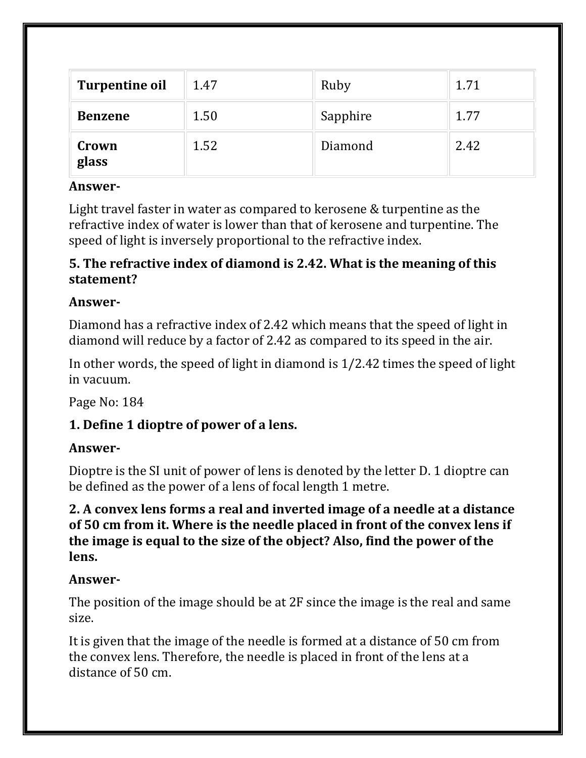| Turpentine oil | 1.47 | Ruby | 1.71 |
|---|---|---|---|
| **Benzene** | 1.50 | Sapphire | 1.77 |
| **Crown glass** | 1.52 | Diamond | 2.42 |

**Answer-**

Light travel faster in water as compared to kerosene & turpentine as the refractive index of water is lower than that of kerosene and turpentine. The speed of light is inversely proportional to the refractive index.

**5. The refractive index of diamond is 2.42. What is the meaning of this statement?**

**Answer-**

Diamond has a refractive index of 2.42 which means that the speed of light in diamond will reduce by a factor of 2.42 as compared to its speed in the air.

In other words, the speed of light in diamond is 1/2.42 times the speed of light in vacuum.

Page No: 184

**1. Define 1 dioptre of power of a lens.**

**Answer-**

Dioptre is the SI unit of power of lens is denoted by the letter D. 1 dioptre can be defined as the power of a lens of focal length 1 metre.

**2. A convex lens forms a real and inverted image of a needle at a distance of 50 cm from it. Where is the needle placed in front of the convex lens if the image is equal to the size of the object? Also, find the power of the lens.**

**Answer-**

The position of the image should be at 2F since the image is the real and same size.

It is given that the image of the needle is formed at a distance of 50 cm from the convex lens. Therefore, the needle is placed in front of the lens at a distance of 50 cm.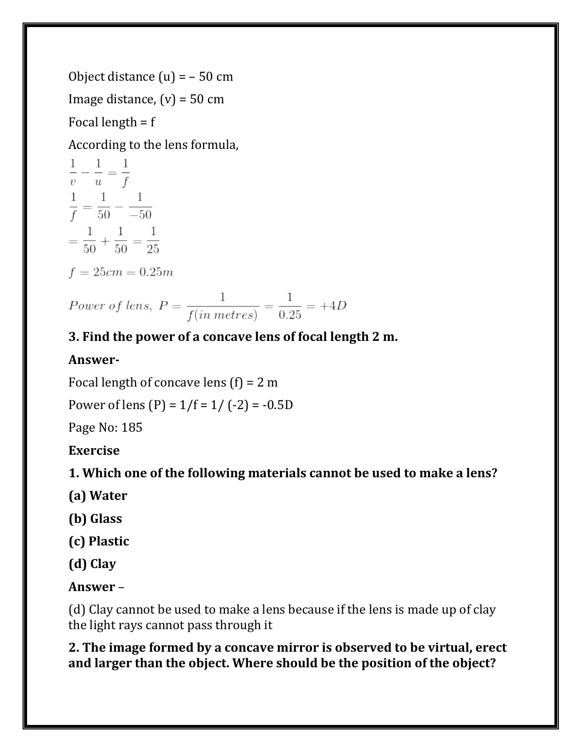Object distance (u) = – 50 cm

Image distance, (v) = 50 cm

Focal length = f

According to the lens formula,

$$\frac{1}{v} - \frac{1}{u} = \frac{1}{f}$$

$$\frac{1}{f} = \frac{1}{50} - \frac{1}{-50}$$

$$= \frac{1}{50} + \frac{1}{50} = \frac{1}{25}$$

$$f = 25cm = 0.25m$$

$$Power\ of\ lens,\ P = \frac{1}{f(in\ metres)} = \frac{1}{0.25} = +4D$$

**3. Find the power of a concave lens of focal length 2 m.**

**Answer-**

Focal length of concave lens (f) = 2 m

Power of lens (P) = 1/f = 1/ (-2) = -0.5D

Page No: 185

**Exercise**

**1. Which one of the following materials cannot be used to make a lens?**

**(a) Water**

**(b) Glass**

**(c) Plastic**

**(d) Clay**

**Answer –**

(d) Clay cannot be used to make a lens because if the lens is made up of clay the light rays cannot pass through it

**2. The image formed by a concave mirror is observed to be virtual, erect and larger than the object. Where should be the position of the object?**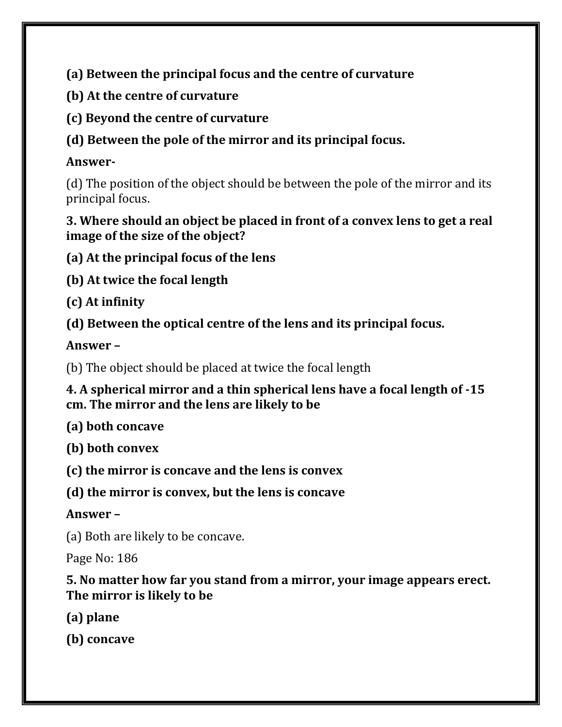**(a) Between the principal focus and the centre of curvature**

**(b) At the centre of curvature**

**(c) Beyond the centre of curvature**

**(d) Between the pole of the mirror and its principal focus.**

**Answer-**

(d) The position of the object should be between the pole of the mirror and its principal focus.

**3. Where should an object be placed in front of a convex lens to get a real image of the size of the object?**

**(a) At the principal focus of the lens**

**(b) At twice the focal length**

**(c) At infinity**

**(d) Between the optical centre of the lens and its principal focus.**

**Answer –**

(b) The object should be placed at twice the focal length

**4. A spherical mirror and a thin spherical lens have a focal length of -15 cm. The mirror and the lens are likely to be**

**(a) both concave**

**(b) both convex**

**(c) the mirror is concave and the lens is convex**

**(d) the mirror is convex, but the lens is concave**

**Answer –**

(a) Both are likely to be concave.

Page No: 186

**5. No matter how far you stand from a mirror, your image appears erect. The mirror is likely to be**

**(a) plane**

**(b) concave**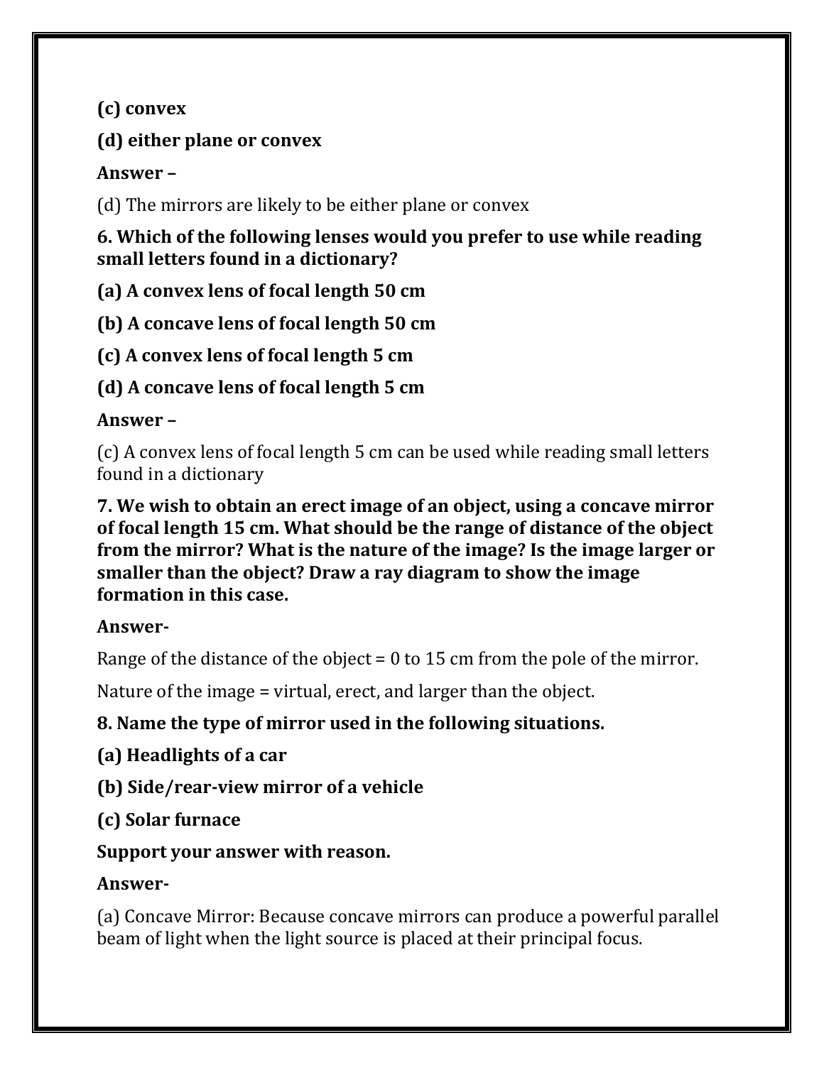**(c) convex**

**(d) either plane or convex**

**Answer –**

(d) The mirrors are likely to be either plane or convex

**6. Which of the following lenses would you prefer to use while reading small letters found in a dictionary?**

**(a) A convex lens of focal length 50 cm**

**(b) A concave lens of focal length 50 cm**

**(c) A convex lens of focal length 5 cm**

**(d) A concave lens of focal length 5 cm**

**Answer –**

(c) A convex lens of focal length 5 cm can be used while reading small letters found in a dictionary

**7. We wish to obtain an erect image of an object, using a concave mirror of focal length 15 cm. What should be the range of distance of the object from the mirror? What is the nature of the image? Is the image larger or smaller than the object? Draw a ray diagram to show the image formation in this case.**

**Answer-**

Range of the distance of the object = 0 to 15 cm from the pole of the mirror.

Nature of the image = virtual, erect, and larger than the object.

**8. Name the type of mirror used in the following situations.**

**(a) Headlights of a car**

**(b) Side/rear-view mirror of a vehicle**

**(c) Solar furnace**

**Support your answer with reason.**

**Answer-**

(a) Concave Mirror: Because concave mirrors can produce a powerful parallel beam of light when the light source is placed at their principal focus.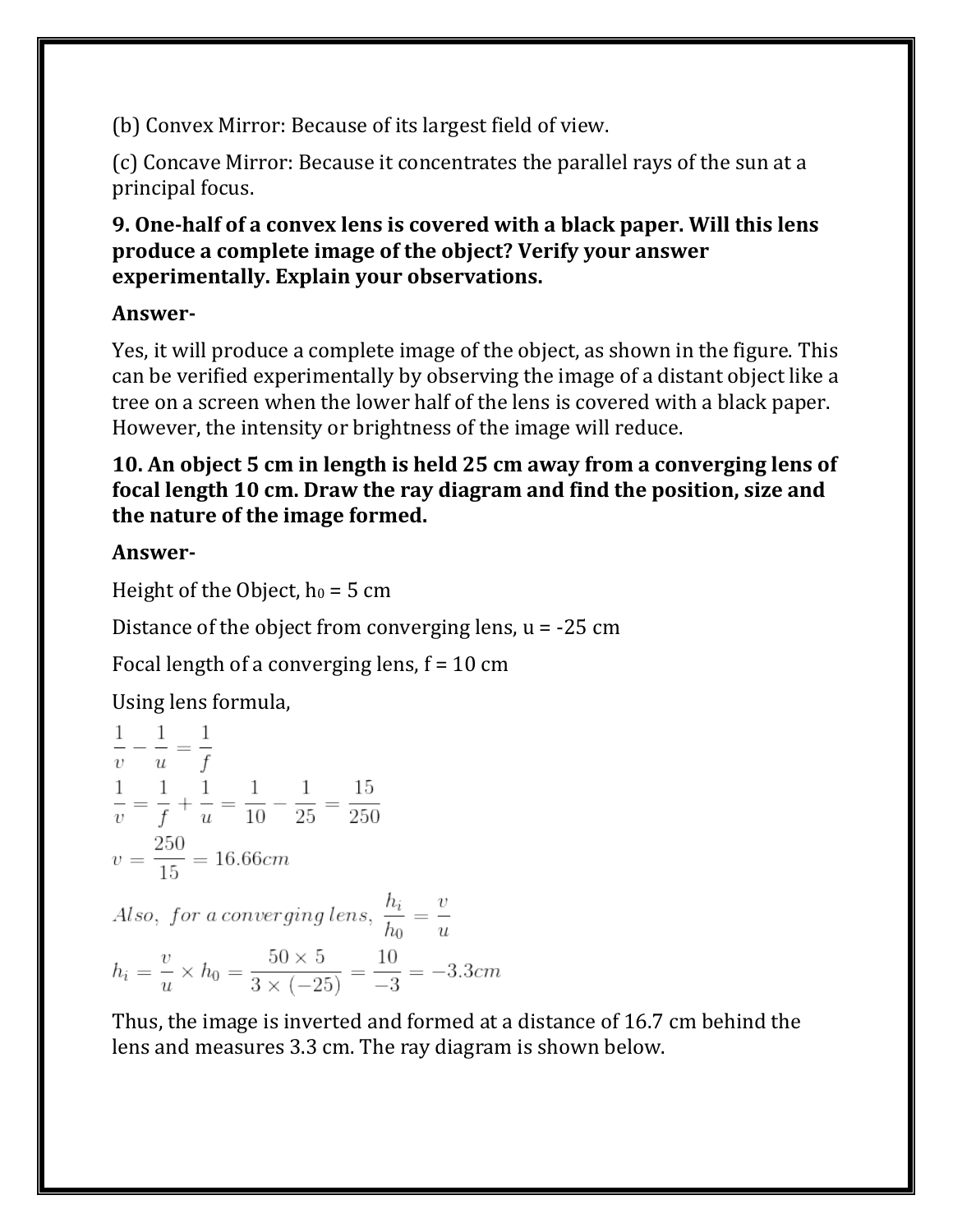(b) Convex Mirror: Because of its largest field of view.

(c) Concave Mirror: Because it concentrates the parallel rays of the sun at a principal focus.

**9. One-half of a convex lens is covered with a black paper. Will this lens produce a complete image of the object? Verify your answer experimentally. Explain your observations.**

**Answer-**

Yes, it will produce a complete image of the object, as shown in the figure. This can be verified experimentally by observing the image of a distant object like a tree on a screen when the lower half of the lens is covered with a black paper. However, the intensity or brightness of the image will reduce.

**10. An object 5 cm in length is held 25 cm away from a converging lens of focal length 10 cm. Draw the ray diagram and find the position, size and the nature of the image formed.**

**Answer-**

Height of the Object, $h_0$ = 5 cm

Distance of the object from converging lens, u = -25 cm

Focal length of a converging lens, f = 10 cm

Using lens formula,

$$\frac{1}{v} - \frac{1}{u} = \frac{1}{f}$$

$$\frac{1}{v} = \frac{1}{f} + \frac{1}{u} = \frac{1}{10} - \frac{1}{25} = \frac{15}{250}$$

$$v = \frac{250}{15} = 16.66cm$$

$$Also,\ for\ a\ converging\ lens,\ \frac{h_i}{h_0} = \frac{v}{u}$$

$$h_i = \frac{v}{u} \times h_0 = \frac{50 \times 5}{3 \times (-25)} = \frac{10}{-3} = -3.3cm$$

Thus, the image is inverted and formed at a distance of 16.7 cm behind the lens and measures 3.3 cm. The ray diagram is shown below.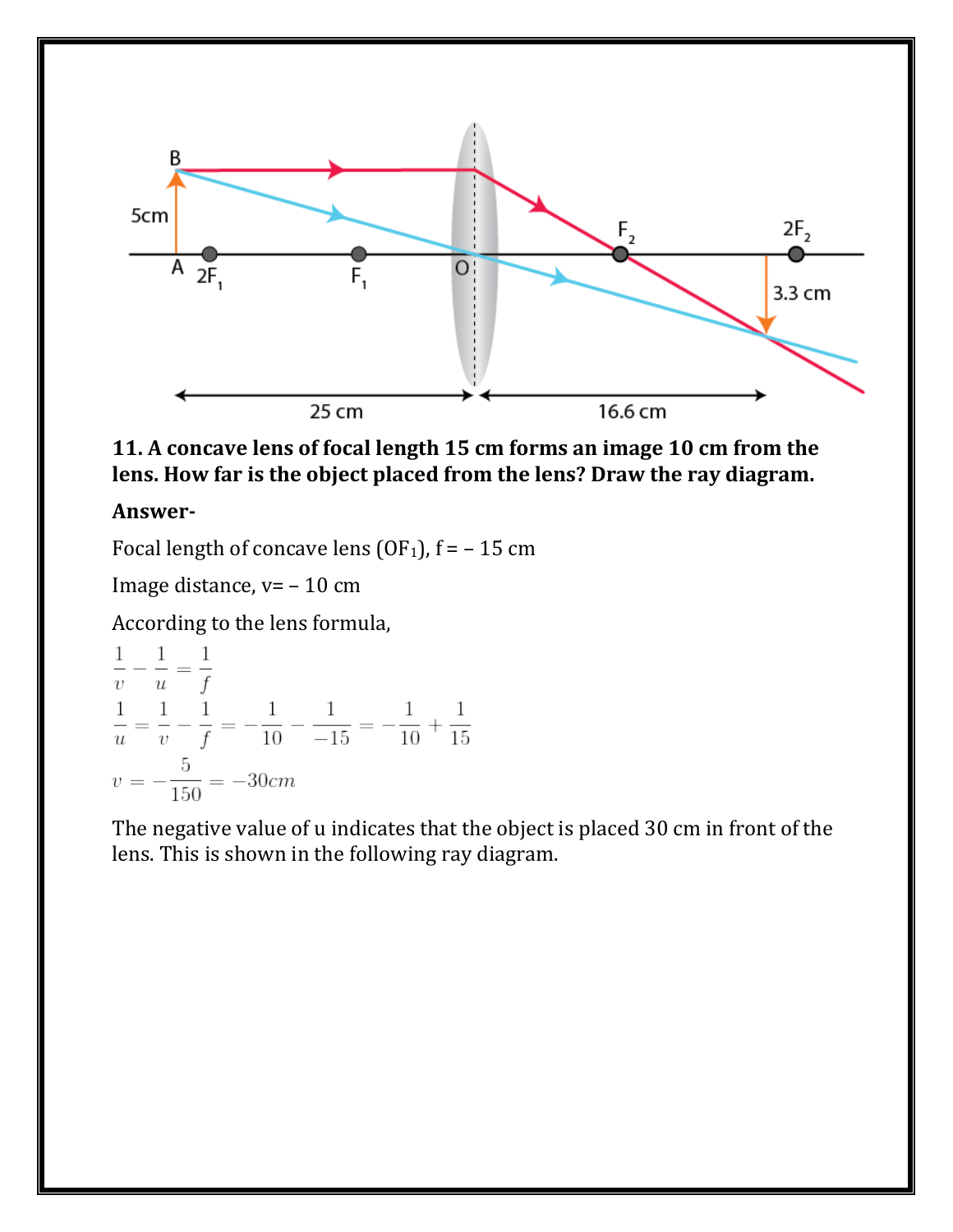**11. A concave lens of focal length 15 cm forms an image 10 cm from the lens. How far is the object placed from the lens? Draw the ray diagram.**

**Answer-**

Focal length of concave lens ($OF_1$), f = – 15 cm

Image distance, v= – 10 cm

According to the lens formula,

$$\frac{1}{v} - \frac{1}{u} = \frac{1}{f}$$

$$\frac{1}{u} = \frac{1}{v} - \frac{1}{f} = -\frac{1}{10} - \frac{1}{-15} = -\frac{1}{10} + \frac{1}{15}$$

$$v = -\frac{5}{150} = -30cm$$

The negative value of u indicates that the object is placed 30 cm in front of the lens. This is shown in the following ray diagram.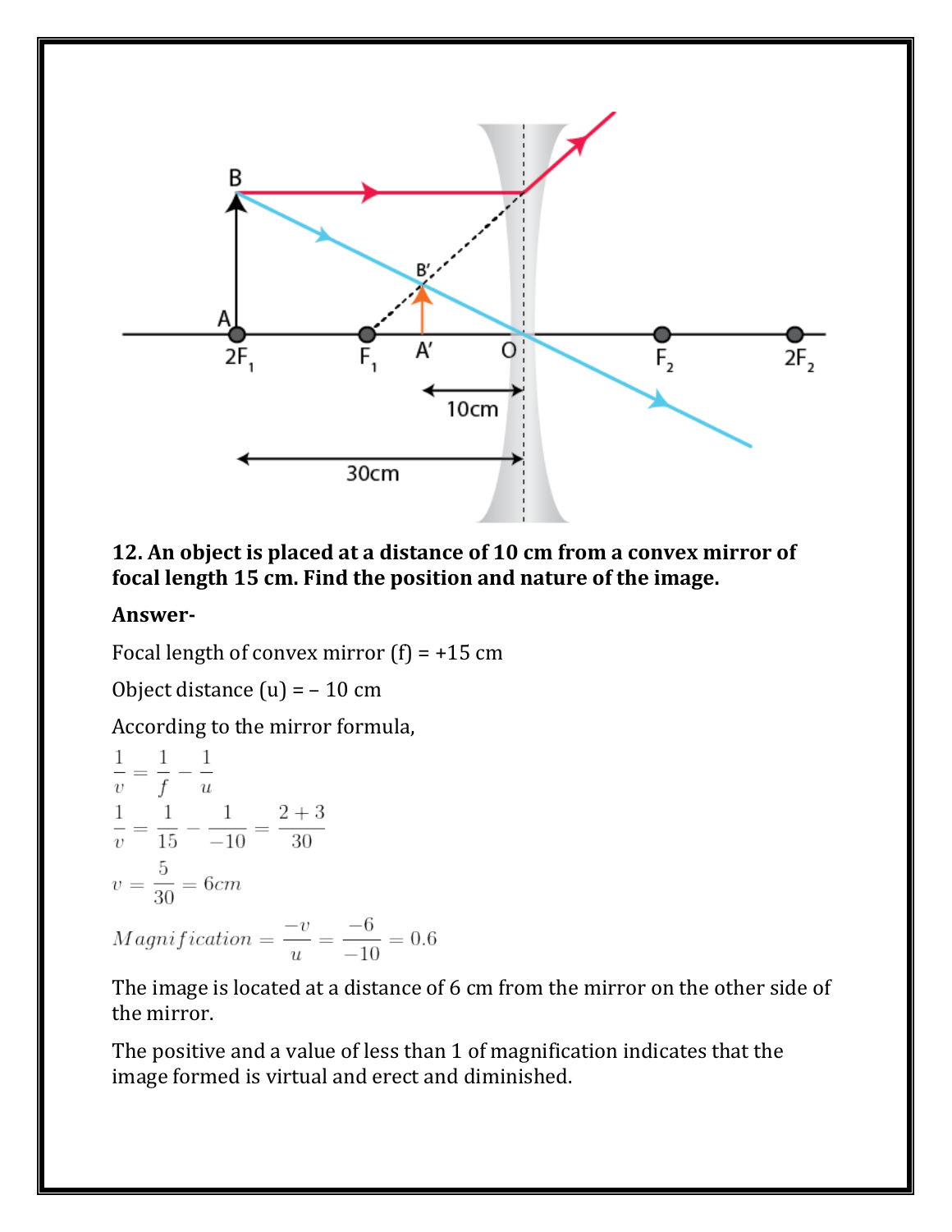**12. An object is placed at a distance of 10 cm from a convex mirror of focal length 15 cm. Find the position and nature of the image.**

**Answer-**

Focal length of convex mirror (f) = +15 cm

Object distance (u) = – 10 cm

According to the mirror formula,

$$\frac{1}{v} = \frac{1}{f} - \frac{1}{u}$$

$$\frac{1}{v} = \frac{1}{15} - \frac{1}{-10} = \frac{2+3}{30}$$

$$v = \frac{5}{30} = 6cm$$

$$Magnification = \frac{-v}{u} = \frac{-6}{-10} = 0.6$$

The image is located at a distance of 6 cm from the mirror on the other side of the mirror.

The positive and a value of less than 1 of magnification indicates that the image formed is virtual and erect and diminished.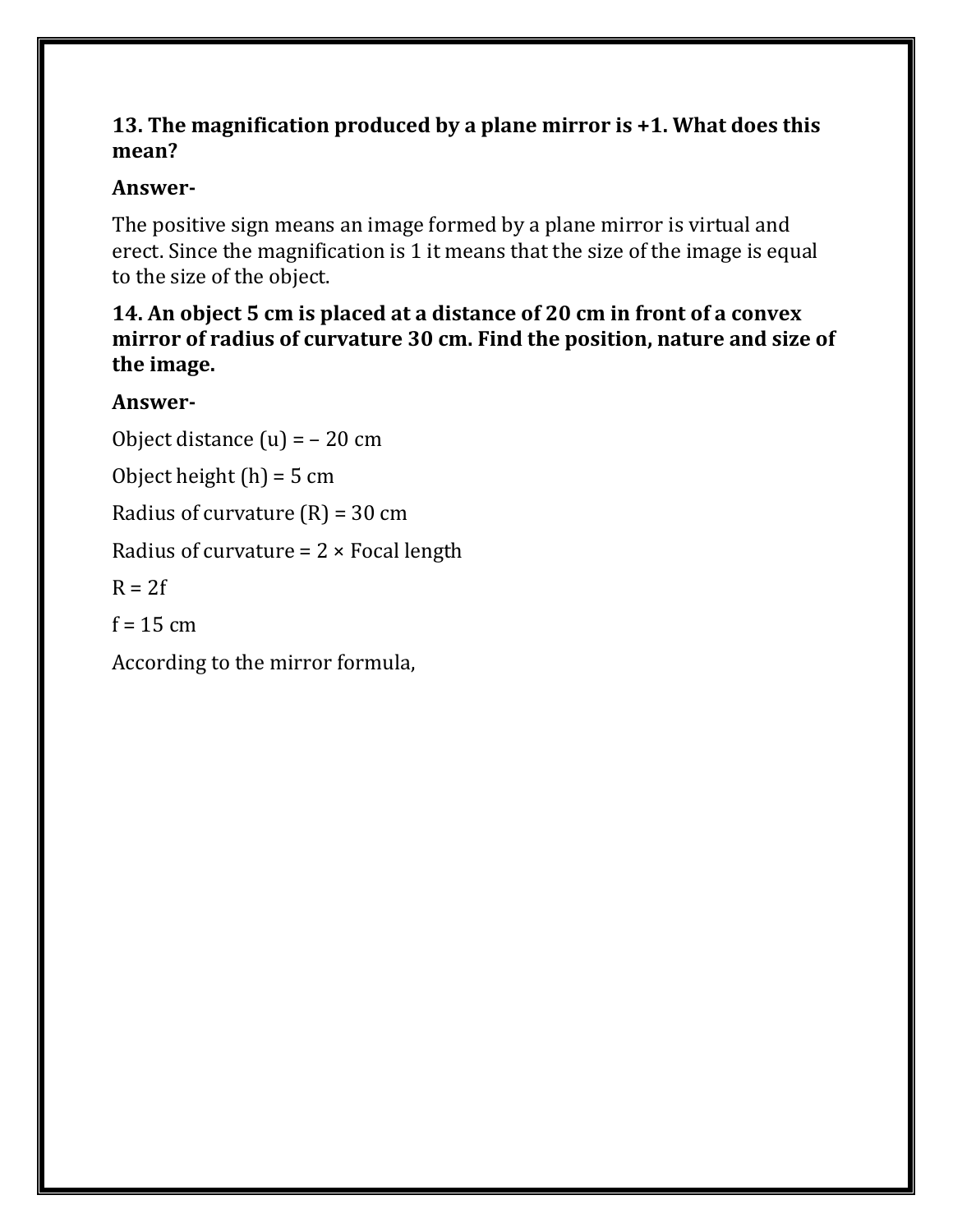**13. The magnification produced by a plane mirror is +1. What does this mean?**

**Answer-**

The positive sign means an image formed by a plane mirror is virtual and erect. Since the magnification is 1 it means that the size of the image is equal to the size of the object.

**14. An object 5 cm is placed at a distance of 20 cm in front of a convex mirror of radius of curvature 30 cm. Find the position, nature and size of the image.**

**Answer-**

Object distance (u) = – 20 cm

Object height (h) = 5 cm

Radius of curvature (R) = 30 cm

Radius of curvature = 2 × Focal length

R = 2f

f = 15 cm

According to the mirror formula,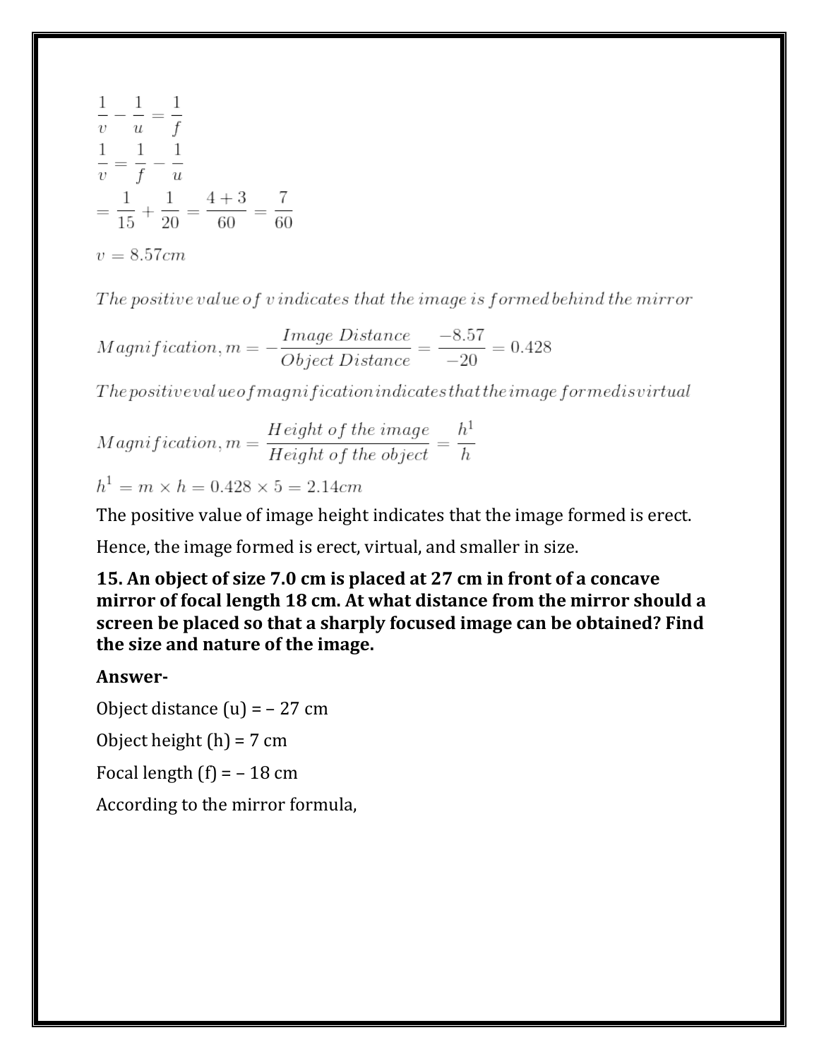$$\frac{1}{v} - \frac{1}{u} = \frac{1}{f}$$

$$\frac{1}{v} = \frac{1}{f} - \frac{1}{u}$$

$$= \frac{1}{15} + \frac{1}{20} = \frac{4+3}{60} = \frac{7}{60}$$

$$v = 8.57cm$$

$The\ positive\ value\ of\ v\ indicates\ that\ the\ image\ is\ formed\ behind\ the\ mirror$

$$Magnification, m = -\frac{Image\ Distance}{Object\ Distance} = \frac{-8.57}{-20} = 0.428$$

$Thepositivevalueofmagnificationindicatesthattheimageformedisvirtual$

$$Magnification, m = \frac{Height\ of\ the\ image}{Height\ of\ the\ object} = \frac{h^1}{h}$$

$$h^1 = m \times h = 0.428 \times 5 = 2.14cm$$

The positive value of image height indicates that the image formed is erect.

Hence, the image formed is erect, virtual, and smaller in size.

**15. An object of size 7.0 cm is placed at 27 cm in front of a concave mirror of focal length 18 cm. At what distance from the mirror should a screen be placed so that a sharply focused image can be obtained? Find the size and nature of the image.**

**Answer-**

Object distance (u) = – 27 cm

Object height (h) = 7 cm

Focal length (f) = – 18 cm

According to the mirror formula,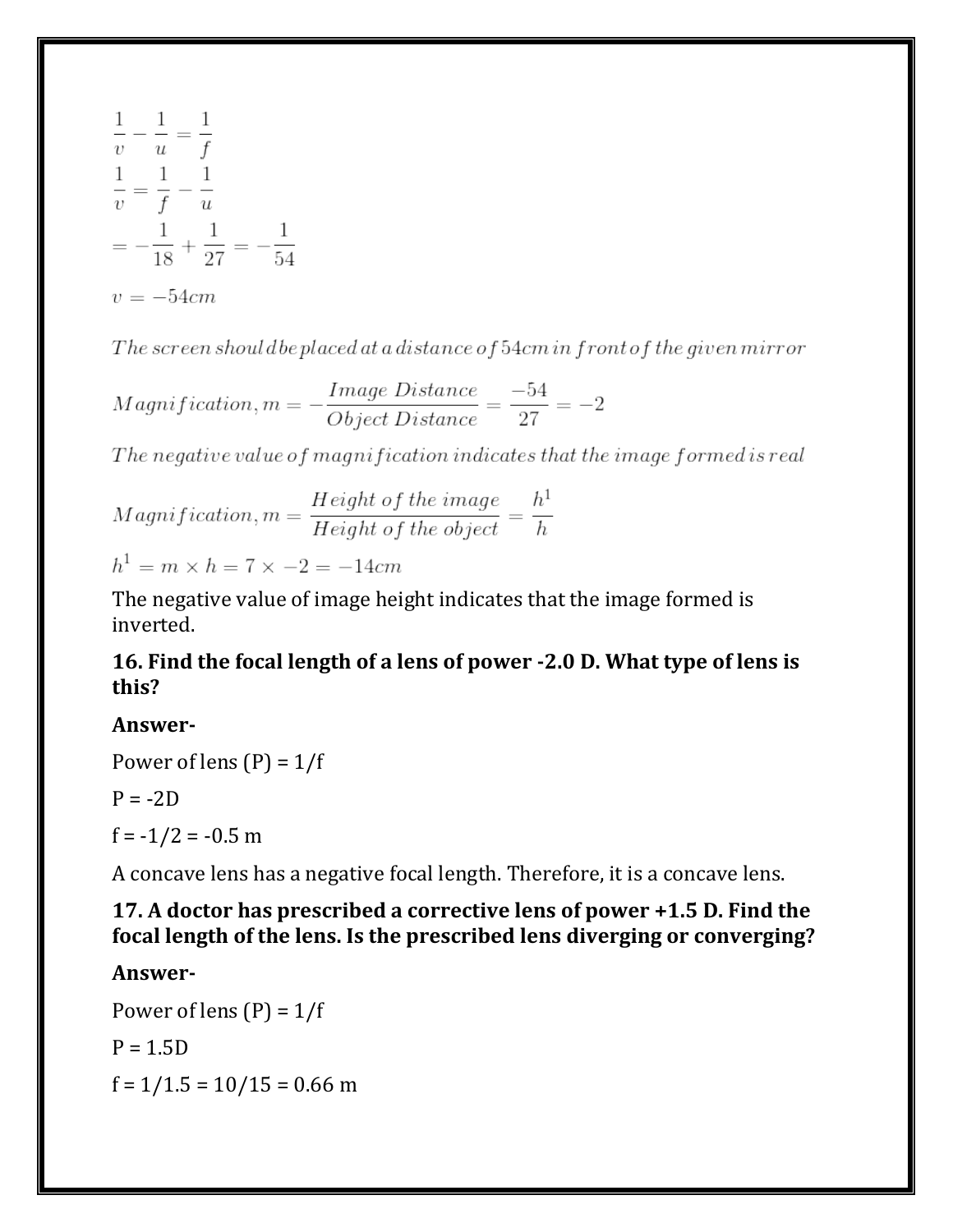$$\frac{1}{v} - \frac{1}{u} = \frac{1}{f}$$

$$\frac{1}{v} = \frac{1}{f} - \frac{1}{u}$$

$$= -\frac{1}{18} + \frac{1}{27} = -\frac{1}{54}$$

$$v = -54cm$$

*The screen should be placed at a distance of 54cm in front of the given mirror*

$$Magnification, m = -\frac{Image\ Distance}{Object\ Distance} = \frac{-54}{27} = -2$$

*The negative value of magnification indicates that the image formed is real*

$$Magnification, m = \frac{Height\ of\ the\ image}{Height\ of\ the\ object} = \frac{h^1}{h}$$

$$h^1 = m \times h = 7 \times -2 = -14cm$$

The negative value of image height indicates that the image formed is inverted.

**16. Find the focal length of a lens of power -2.0 D. What type of lens is this?**

**Answer-**

Power of lens (P) = 1/f

P = -2D

f = -1/2 = -0.5 m

A concave lens has a negative focal length. Therefore, it is a concave lens.

**17. A doctor has prescribed a corrective lens of power +1.5 D. Find the focal length of the lens. Is the prescribed lens diverging or converging?**

**Answer-**

Power of lens (P) = 1/f

P = 1.5D

f = 1/1.5 = 10/15 = 0.66 m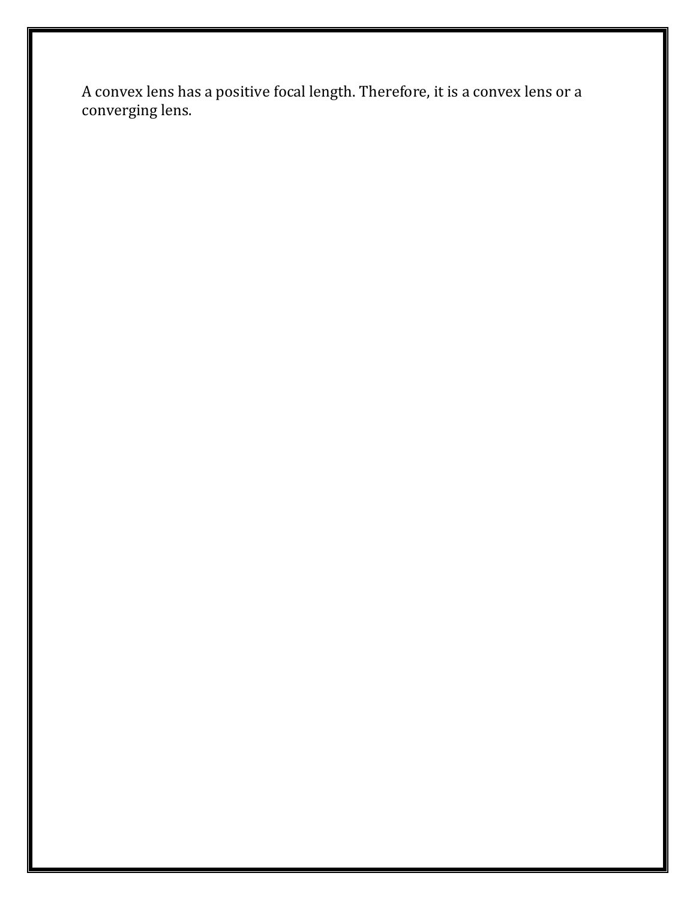A convex lens has a positive focal length. Therefore, it is a convex lens or a converging lens.